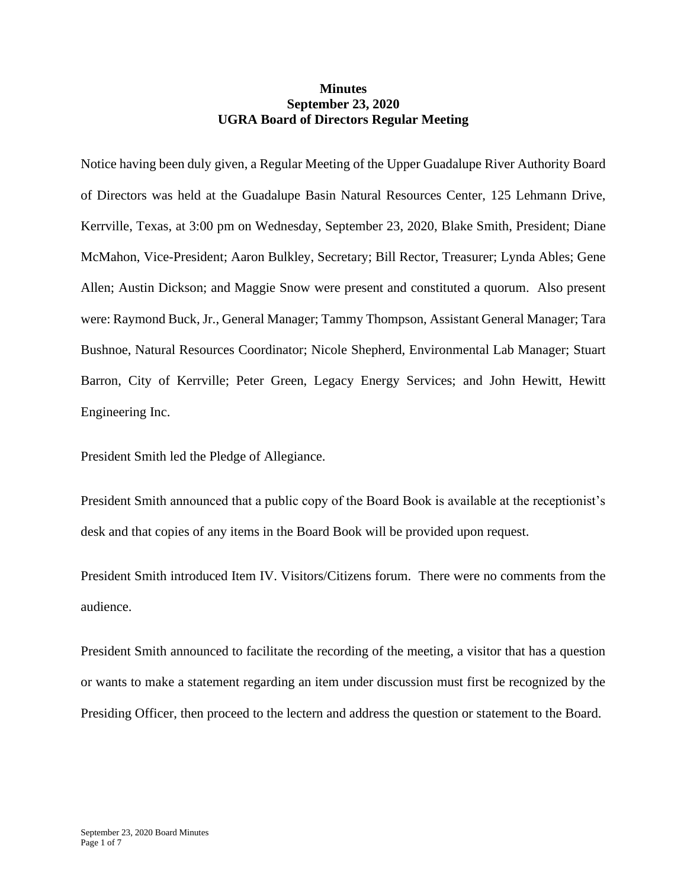**Minutes**
**September 23, 2020**
**UGRA Board of Directors Regular Meeting**

Notice having been duly given, a Regular Meeting of the Upper Guadalupe River Authority Board of Directors was held at the Guadalupe Basin Natural Resources Center, 125 Lehmann Drive, Kerrville, Texas, at 3:00 pm on Wednesday, September 23, 2020, Blake Smith, President; Diane McMahon, Vice-President; Aaron Bulkley, Secretary; Bill Rector, Treasurer; Lynda Ables; Gene Allen; Austin Dickson; and Maggie Snow were present and constituted a quorum. Also present were: Raymond Buck, Jr., General Manager; Tammy Thompson, Assistant General Manager; Tara Bushnoe, Natural Resources Coordinator; Nicole Shepherd, Environmental Lab Manager; Stuart Barron, City of Kerrville; Peter Green, Legacy Energy Services; and John Hewitt, Hewitt Engineering Inc.

President Smith led the Pledge of Allegiance.

President Smith announced that a public copy of the Board Book is available at the receptionist's desk and that copies of any items in the Board Book will be provided upon request.

President Smith introduced Item IV. Visitors/Citizens forum. There were no comments from the audience.

President Smith announced to facilitate the recording of the meeting, a visitor that has a question or wants to make a statement regarding an item under discussion must first be recognized by the Presiding Officer, then proceed to the lectern and address the question or statement to the Board.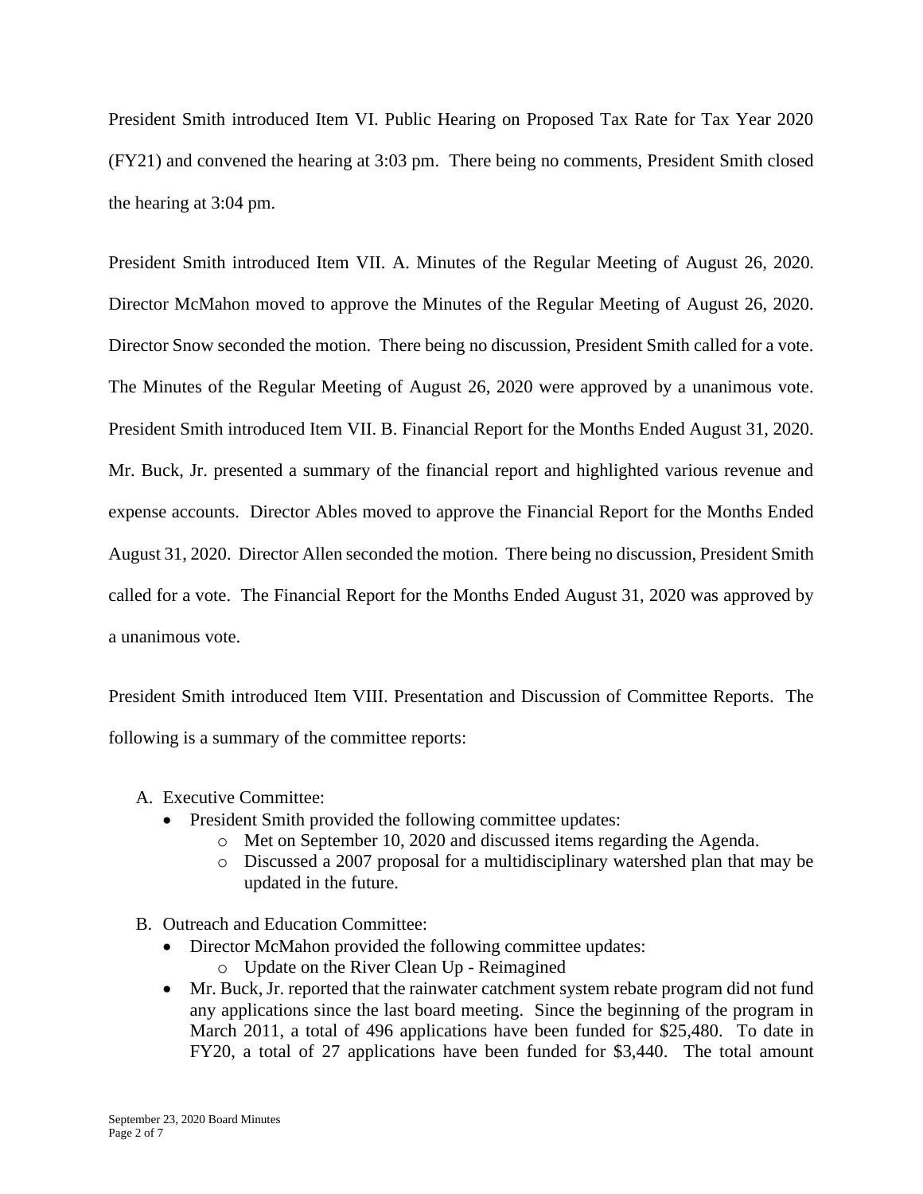President Smith introduced Item VI. Public Hearing on Proposed Tax Rate for Tax Year 2020 (FY21) and convened the hearing at 3:03 pm. There being no comments, President Smith closed the hearing at 3:04 pm.

President Smith introduced Item VII. A. Minutes of the Regular Meeting of August 26, 2020. Director McMahon moved to approve the Minutes of the Regular Meeting of August 26, 2020. Director Snow seconded the motion. There being no discussion, President Smith called for a vote. The Minutes of the Regular Meeting of August 26, 2020 were approved by a unanimous vote. President Smith introduced Item VII. B. Financial Report for the Months Ended August 31, 2020. Mr. Buck, Jr. presented a summary of the financial report and highlighted various revenue and expense accounts. Director Ables moved to approve the Financial Report for the Months Ended August 31, 2020. Director Allen seconded the motion. There being no discussion, President Smith called for a vote. The Financial Report for the Months Ended August 31, 2020 was approved by a unanimous vote.

President Smith introduced Item VIII. Presentation and Discussion of Committee Reports. The following is a summary of the committee reports:

A. Executive Committee:
   - President Smith provided the following committee updates:
     - Met on September 10, 2020 and discussed items regarding the Agenda.
     - Discussed a 2007 proposal for a multidisciplinary watershed plan that may be updated in the future.

B. Outreach and Education Committee:
   - Director McMahon provided the following committee updates:
     - Update on the River Clean Up - Reimagined
   - Mr. Buck, Jr. reported that the rainwater catchment system rebate program did not fund any applications since the last board meeting. Since the beginning of the program in March 2011, a total of 496 applications have been funded for $25,480. To date in FY20, a total of 27 applications have been funded for $3,440. The total amount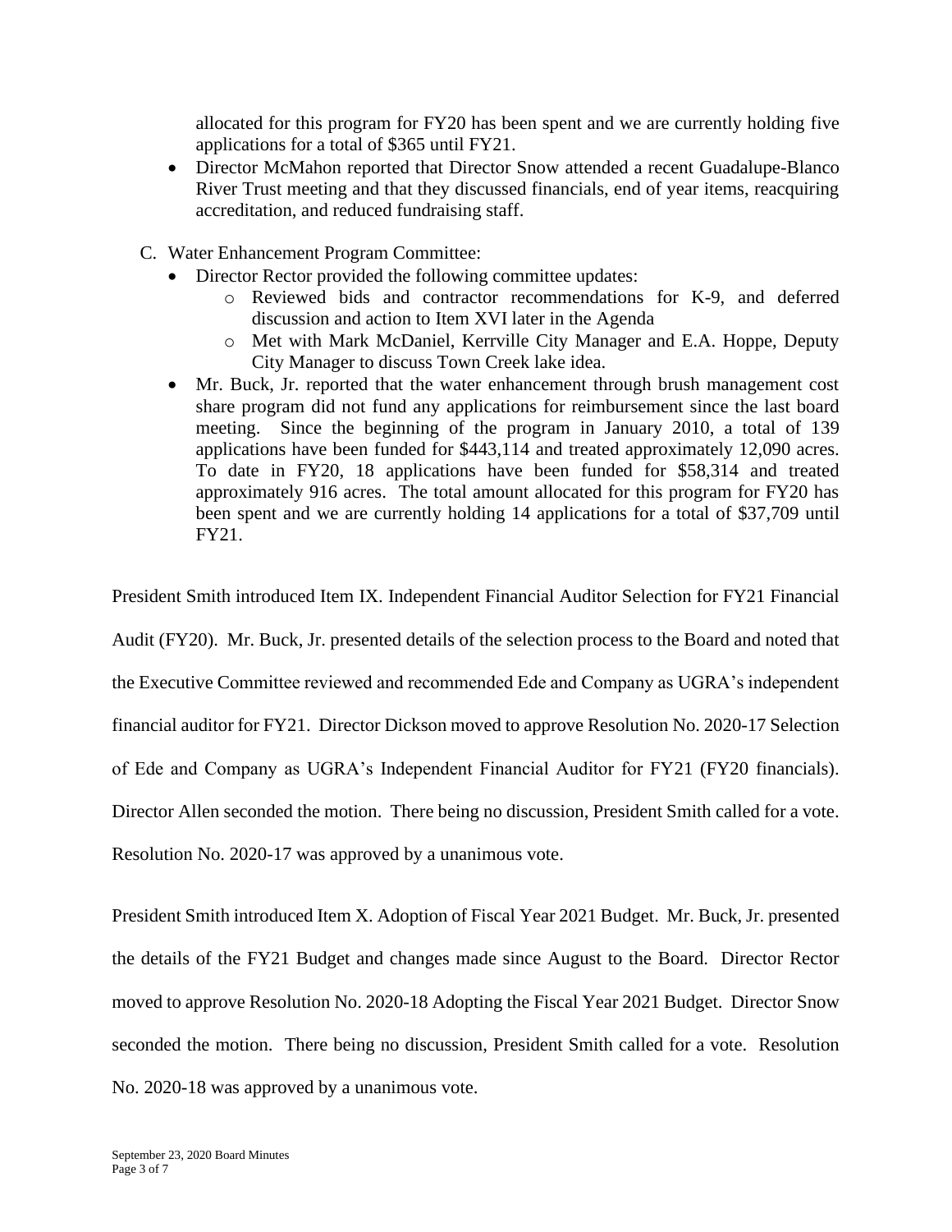allocated for this program for FY20 has been spent and we are currently holding five applications for a total of $365 until FY21.

- Director McMahon reported that Director Snow attended a recent Guadalupe-Blanco River Trust meeting and that they discussed financials, end of year items, reacquiring accreditation, and reduced fundraising staff.

C. Water Enhancement Program Committee:

- Director Rector provided the following committee updates:
  - Reviewed bids and contractor recommendations for K-9, and deferred discussion and action to Item XVI later in the Agenda
  - Met with Mark McDaniel, Kerrville City Manager and E.A. Hoppe, Deputy City Manager to discuss Town Creek lake idea.
- Mr. Buck, Jr. reported that the water enhancement through brush management cost share program did not fund any applications for reimbursement since the last board meeting. Since the beginning of the program in January 2010, a total of 139 applications have been funded for $443,114 and treated approximately 12,090 acres. To date in FY20, 18 applications have been funded for $58,314 and treated approximately 916 acres. The total amount allocated for this program for FY20 has been spent and we are currently holding 14 applications for a total of $37,709 until FY21.

President Smith introduced Item IX. Independent Financial Auditor Selection for FY21 Financial Audit (FY20). Mr. Buck, Jr. presented details of the selection process to the Board and noted that the Executive Committee reviewed and recommended Ede and Company as UGRA's independent financial auditor for FY21. Director Dickson moved to approve Resolution No. 2020-17 Selection of Ede and Company as UGRA's Independent Financial Auditor for FY21 (FY20 financials). Director Allen seconded the motion. There being no discussion, President Smith called for a vote. Resolution No. 2020-17 was approved by a unanimous vote.

President Smith introduced Item X. Adoption of Fiscal Year 2021 Budget. Mr. Buck, Jr. presented the details of the FY21 Budget and changes made since August to the Board. Director Rector moved to approve Resolution No. 2020-18 Adopting the Fiscal Year 2021 Budget. Director Snow seconded the motion. There being no discussion, President Smith called for a vote. Resolution No. 2020-18 was approved by a unanimous vote.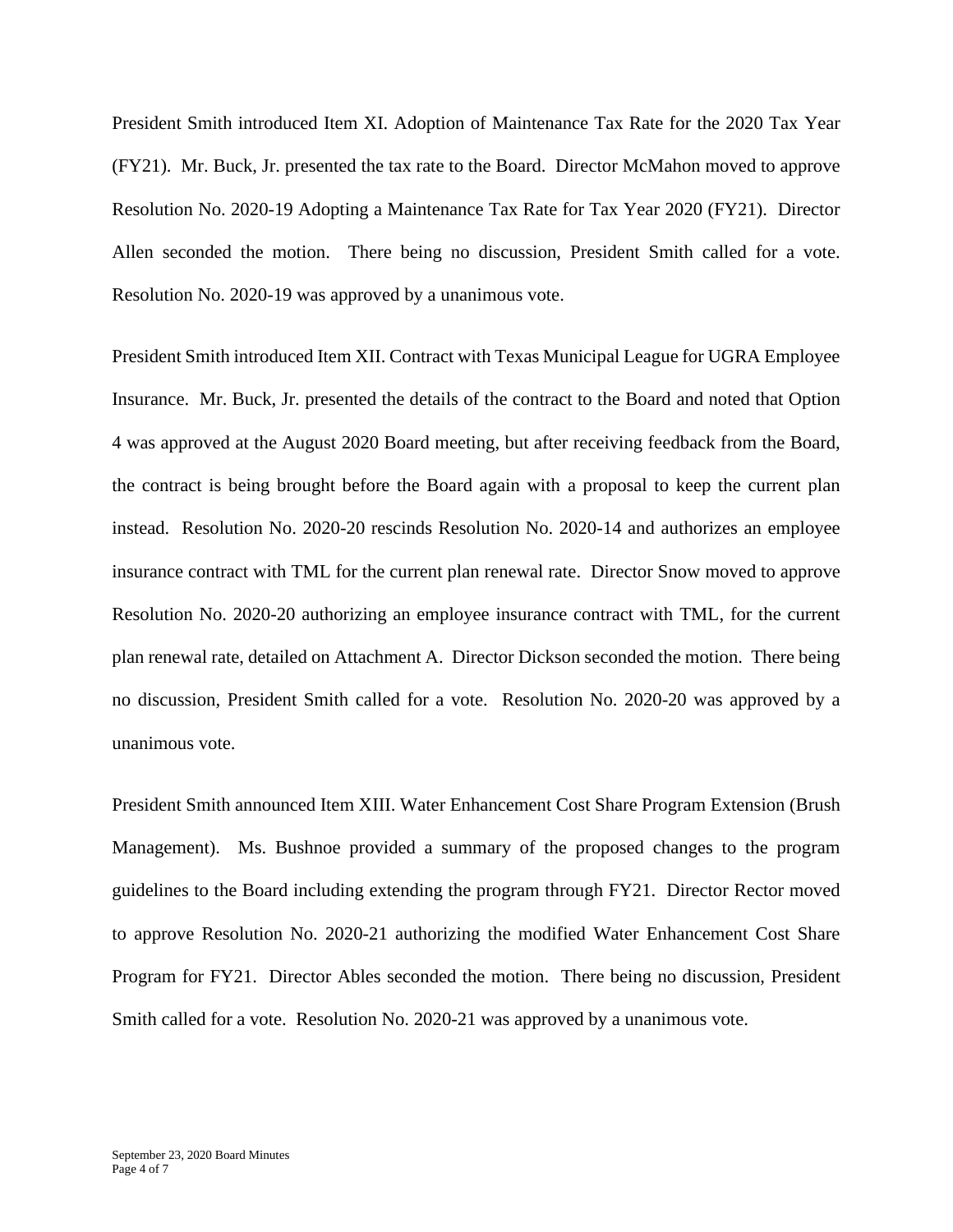President Smith introduced Item XI. Adoption of Maintenance Tax Rate for the 2020 Tax Year (FY21). Mr. Buck, Jr. presented the tax rate to the Board. Director McMahon moved to approve Resolution No. 2020-19 Adopting a Maintenance Tax Rate for Tax Year 2020 (FY21). Director Allen seconded the motion. There being no discussion, President Smith called for a vote. Resolution No. 2020-19 was approved by a unanimous vote.

President Smith introduced Item XII. Contract with Texas Municipal League for UGRA Employee Insurance. Mr. Buck, Jr. presented the details of the contract to the Board and noted that Option 4 was approved at the August 2020 Board meeting, but after receiving feedback from the Board, the contract is being brought before the Board again with a proposal to keep the current plan instead. Resolution No. 2020-20 rescinds Resolution No. 2020-14 and authorizes an employee insurance contract with TML for the current plan renewal rate. Director Snow moved to approve Resolution No. 2020-20 authorizing an employee insurance contract with TML, for the current plan renewal rate, detailed on Attachment A. Director Dickson seconded the motion. There being no discussion, President Smith called for a vote. Resolution No. 2020-20 was approved by a unanimous vote.

President Smith announced Item XIII. Water Enhancement Cost Share Program Extension (Brush Management). Ms. Bushnoe provided a summary of the proposed changes to the program guidelines to the Board including extending the program through FY21. Director Rector moved to approve Resolution No. 2020-21 authorizing the modified Water Enhancement Cost Share Program for FY21. Director Ables seconded the motion. There being no discussion, President Smith called for a vote. Resolution No. 2020-21 was approved by a unanimous vote.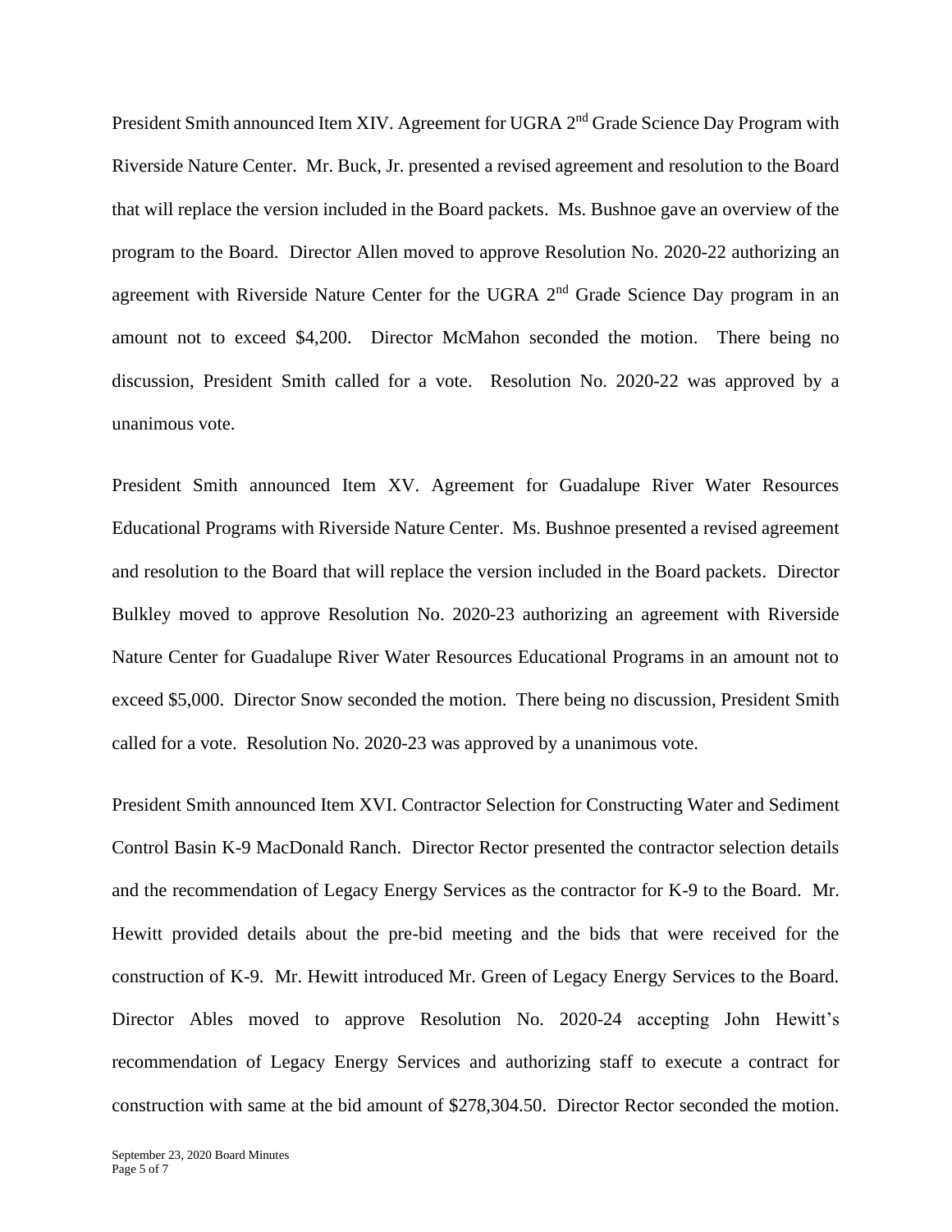President Smith announced Item XIV. Agreement for UGRA 2nd Grade Science Day Program with Riverside Nature Center. Mr. Buck, Jr. presented a revised agreement and resolution to the Board that will replace the version included in the Board packets. Ms. Bushnoe gave an overview of the program to the Board. Director Allen moved to approve Resolution No. 2020-22 authorizing an agreement with Riverside Nature Center for the UGRA 2nd Grade Science Day program in an amount not to exceed $4,200. Director McMahon seconded the motion. There being no discussion, President Smith called for a vote. Resolution No. 2020-22 was approved by a unanimous vote.

President Smith announced Item XV. Agreement for Guadalupe River Water Resources Educational Programs with Riverside Nature Center. Ms. Bushnoe presented a revised agreement and resolution to the Board that will replace the version included in the Board packets. Director Bulkley moved to approve Resolution No. 2020-23 authorizing an agreement with Riverside Nature Center for Guadalupe River Water Resources Educational Programs in an amount not to exceed $5,000. Director Snow seconded the motion. There being no discussion, President Smith called for a vote. Resolution No. 2020-23 was approved by a unanimous vote.

President Smith announced Item XVI. Contractor Selection for Constructing Water and Sediment Control Basin K-9 MacDonald Ranch. Director Rector presented the contractor selection details and the recommendation of Legacy Energy Services as the contractor for K-9 to the Board. Mr. Hewitt provided details about the pre-bid meeting and the bids that were received for the construction of K-9. Mr. Hewitt introduced Mr. Green of Legacy Energy Services to the Board. Director Ables moved to approve Resolution No. 2020-24 accepting John Hewitt's recommendation of Legacy Energy Services and authorizing staff to execute a contract for construction with same at the bid amount of $278,304.50. Director Rector seconded the motion.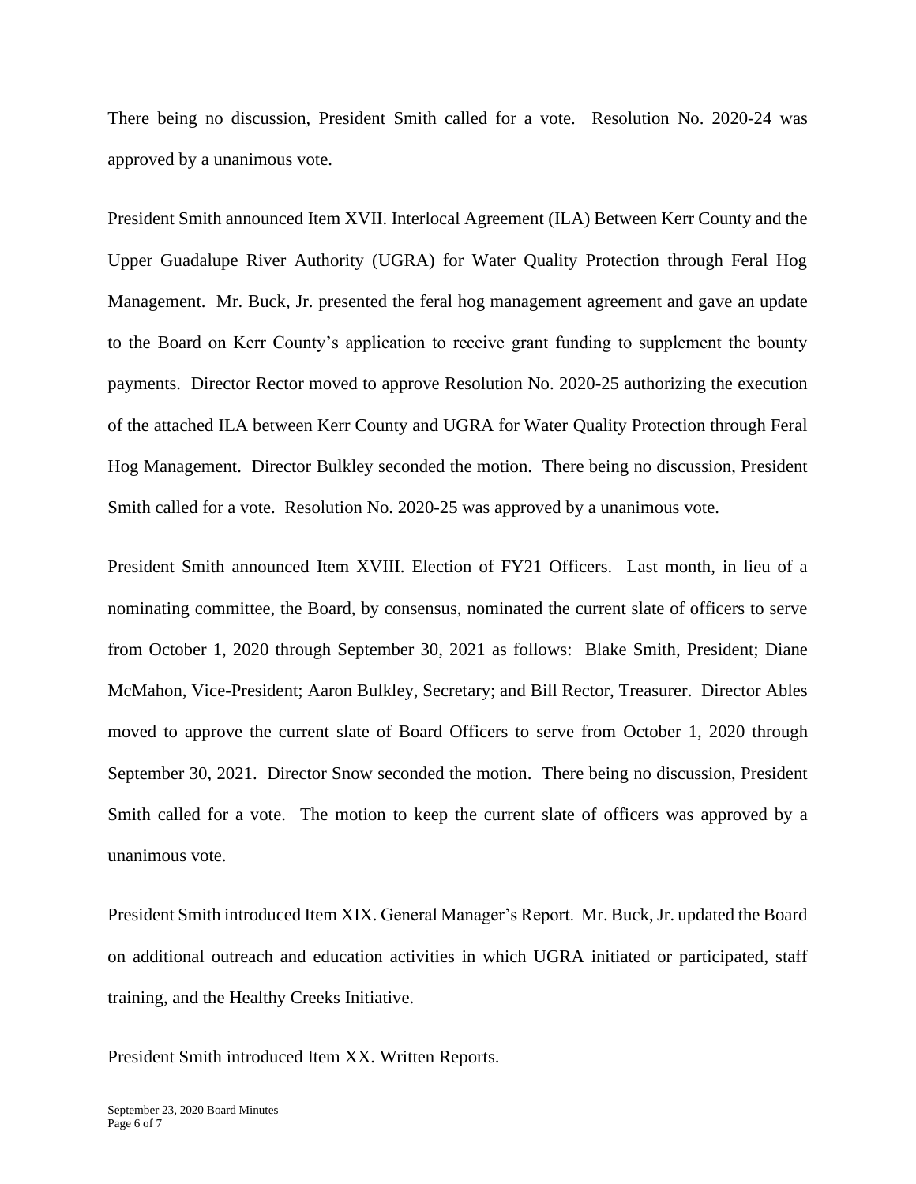There being no discussion, President Smith called for a vote. Resolution No. 2020-24 was approved by a unanimous vote.

President Smith announced Item XVII. Interlocal Agreement (ILA) Between Kerr County and the Upper Guadalupe River Authority (UGRA) for Water Quality Protection through Feral Hog Management. Mr. Buck, Jr. presented the feral hog management agreement and gave an update to the Board on Kerr County's application to receive grant funding to supplement the bounty payments. Director Rector moved to approve Resolution No. 2020-25 authorizing the execution of the attached ILA between Kerr County and UGRA for Water Quality Protection through Feral Hog Management. Director Bulkley seconded the motion. There being no discussion, President Smith called for a vote. Resolution No. 2020-25 was approved by a unanimous vote.

President Smith announced Item XVIII. Election of FY21 Officers. Last month, in lieu of a nominating committee, the Board, by consensus, nominated the current slate of officers to serve from October 1, 2020 through September 30, 2021 as follows: Blake Smith, President; Diane McMahon, Vice-President; Aaron Bulkley, Secretary; and Bill Rector, Treasurer. Director Ables moved to approve the current slate of Board Officers to serve from October 1, 2020 through September 30, 2021. Director Snow seconded the motion. There being no discussion, President Smith called for a vote. The motion to keep the current slate of officers was approved by a unanimous vote.

President Smith introduced Item XIX. General Manager's Report. Mr. Buck, Jr. updated the Board on additional outreach and education activities in which UGRA initiated or participated, staff training, and the Healthy Creeks Initiative.

President Smith introduced Item XX. Written Reports.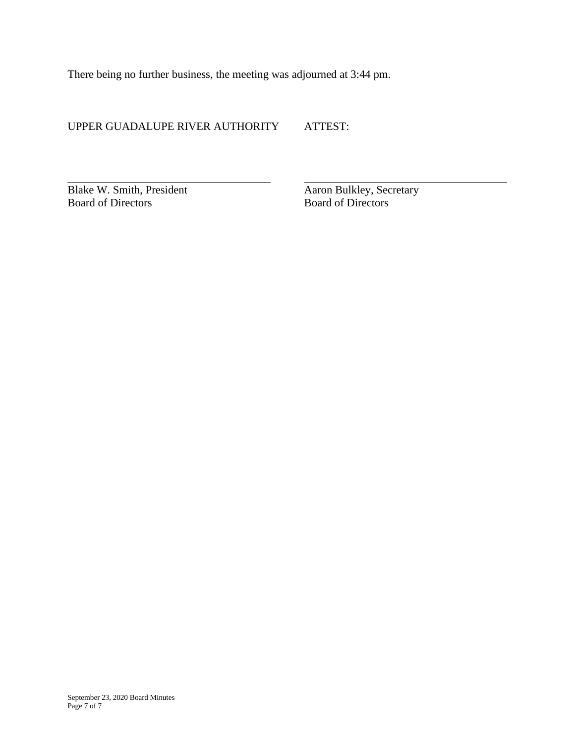There being no further business, the meeting was adjourned at 3:44 pm.

| | |
|---|---|
| UPPER GUADALUPE RIVER AUTHORITY | ATTEST: |
| \_\_\_\_\_\_\_\_\_\_\_\_\_\_\_\_\_\_\_\_\_\_\_\_\_\_\_\_\_\_ | \_\_\_\_\_\_\_\_\_\_\_\_\_\_\_\_\_\_\_\_\_\_\_\_\_\_\_\_\_\_ |
| Blake W. Smith, President<br>Board of Directors | Aaron Bulkley, Secretary<br>Board of Directors |